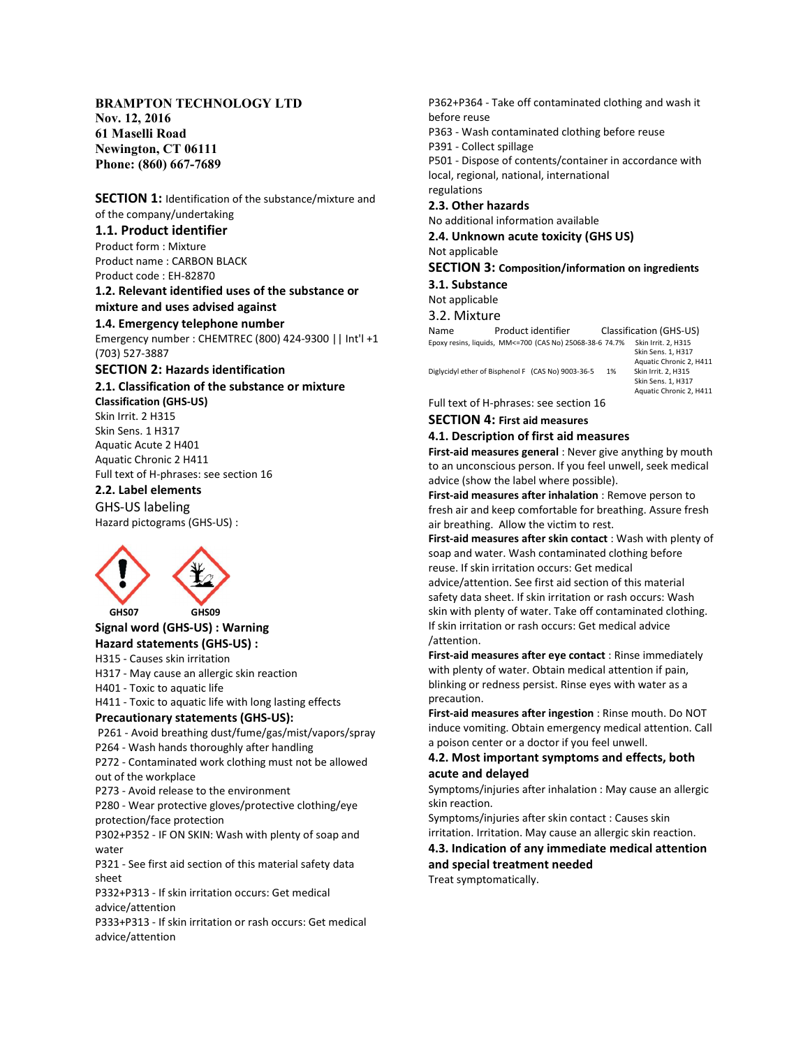**BRAMPTON TECHNOLOGY LTD**
**Nov. 12, 2016**
**61 Maselli Road**
**Newington, CT 06111**
**Phone: (860) 667-7689**

## SECTION 1: Identification of the substance/mixture and of the company/undertaking

### 1.1. Product identifier

Product form : Mixture
Product name : CARBON BLACK
Product code : EH-82870

### 1.2. Relevant identified uses of the substance or mixture and uses advised against

### 1.4. Emergency telephone number

Emergency number : CHEMTREC (800) 424-9300 || Int'l +1 (703) 527-3887

## SECTION 2: Hazards identification

### 2.1. Classification of the substance or mixture

**Classification (GHS-US)**
Skin Irrit. 2 H315
Skin Sens. 1 H317
Aquatic Acute 2 H401
Aquatic Chronic 2 H411
Full text of H-phrases: see section 16

### 2.2. Label elements

GHS-US labeling
Hazard pictograms (GHS-US) :

GHS07 GHS09

**Signal word (GHS-US) : Warning**

**Hazard statements (GHS-US) :**
H315 - Causes skin irritation
H317 - May cause an allergic skin reaction
H401 - Toxic to aquatic life
H411 - Toxic to aquatic life with long lasting effects

**Precautionary statements (GHS-US):**
P261 - Avoid breathing dust/fume/gas/mist/vapors/spray
P264 - Wash hands thoroughly after handling
P272 - Contaminated work clothing must not be allowed out of the workplace
P273 - Avoid release to the environment
P280 - Wear protective gloves/protective clothing/eye protection/face protection
P302+P352 - IF ON SKIN: Wash with plenty of soap and water
P321 - See first aid section of this material safety data sheet
P332+P313 - If skin irritation occurs: Get medical advice/attention
P333+P313 - If skin irritation or rash occurs: Get medical advice/attention
P362+P364 - Take off contaminated clothing and wash it before reuse
P363 - Wash contaminated clothing before reuse
P391 - Collect spillage
P501 - Dispose of contents/container in accordance with local, regional, national, international regulations

### 2.3. Other hazards

No additional information available

### 2.4. Unknown acute toxicity (GHS US)

Not applicable

## SECTION 3: Composition/information on ingredients

### 3.1. Substance

Not applicable

### 3.2. Mixture

| Name | Product identifier | | Classification (GHS-US) |
|---|---|---|---|
| Epoxy resins, liquids, MM<=700 | (CAS No) 25068-38-6 | 74.7% | Skin Irrit. 2, H315<br>Skin Sens. 1, H317<br>Aquatic Chronic 2, H411 |
| Diglycidyl ether of Bisphenol F | (CAS No) 9003-36-5 | 1% | Skin Irrit. 2, H315<br>Skin Sens. 1, H317<br>Aquatic Chronic 2, H411 |

Full text of H-phrases: see section 16

## SECTION 4: First aid measures

### 4.1. Description of first aid measures

**First-aid measures general** : Never give anything by mouth to an unconscious person. If you feel unwell, seek medical advice (show the label where possible).

**First-aid measures after inhalation** : Remove person to fresh air and keep comfortable for breathing. Assure fresh air breathing. Allow the victim to rest.

**First-aid measures after skin contact** : Wash with plenty of soap and water. Wash contaminated clothing before reuse. If skin irritation occurs: Get medical advice/attention. See first aid section of this material safety data sheet. If skin irritation or rash occurs: Wash skin with plenty of water. Take off contaminated clothing. If skin irritation or rash occurs: Get medical advice /attention.

**First-aid measures after eye contact** : Rinse immediately with plenty of water. Obtain medical attention if pain, blinking or redness persist. Rinse eyes with water as a precaution.

**First-aid measures after ingestion** : Rinse mouth. Do NOT induce vomiting. Obtain emergency medical attention. Call a poison center or a doctor if you feel unwell.

### 4.2. Most important symptoms and effects, both acute and delayed

Symptoms/injuries after inhalation : May cause an allergic skin reaction.

Symptoms/injuries after skin contact : Causes skin irritation. Irritation. May cause an allergic skin reaction.

### 4.3. Indication of any immediate medical attention and special treatment needed

Treat symptomatically.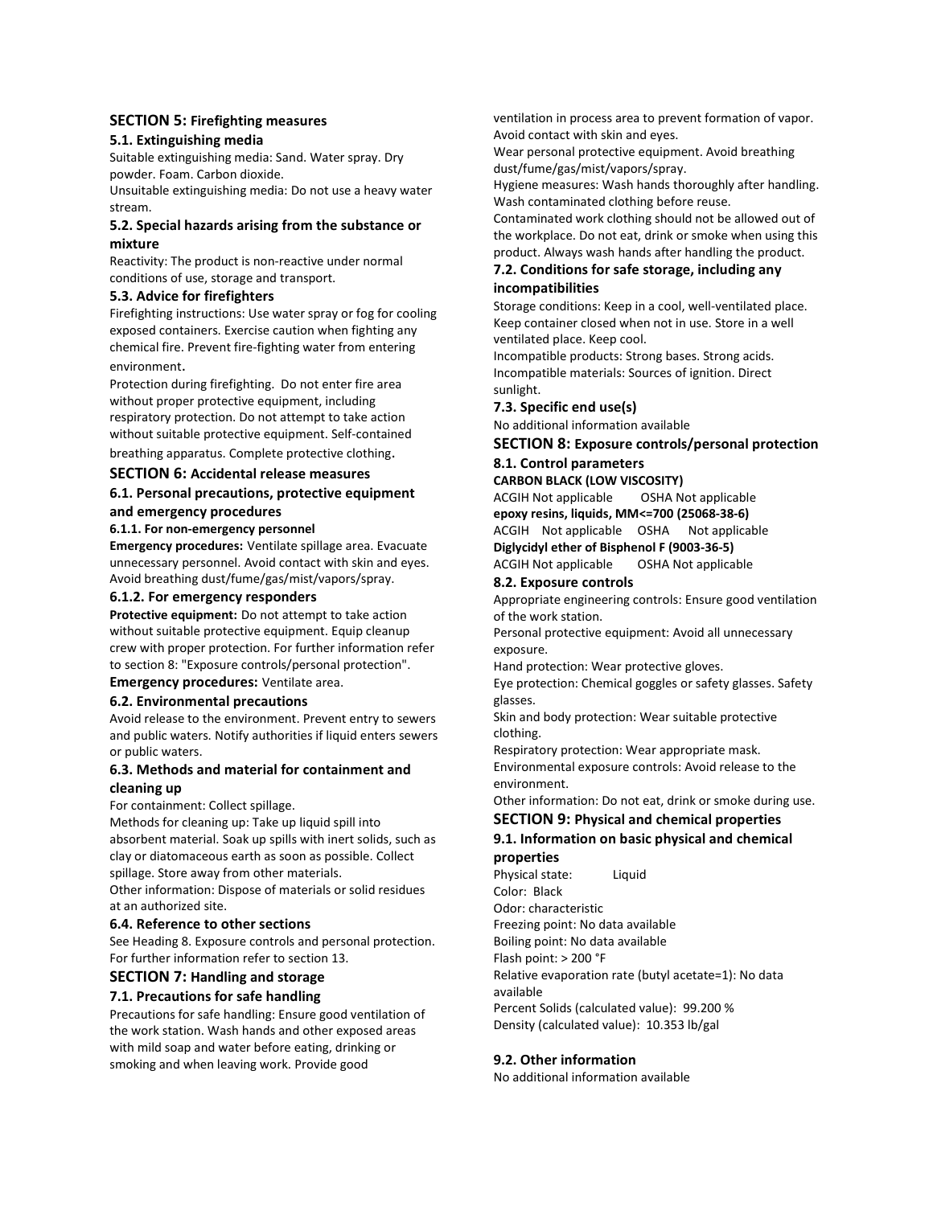## SECTION 5: Firefighting measures

### 5.1. Extinguishing media

Suitable extinguishing media: Sand. Water spray. Dry powder. Foam. Carbon dioxide.

Unsuitable extinguishing media: Do not use a heavy water stream.

### 5.2. Special hazards arising from the substance or mixture

Reactivity: The product is non-reactive under normal conditions of use, storage and transport.

### 5.3. Advice for firefighters

Firefighting instructions: Use water spray or fog for cooling exposed containers. Exercise caution when fighting any chemical fire. Prevent fire-fighting water from entering environment.

Protection during firefighting. Do not enter fire area without proper protective equipment, including respiratory protection. Do not attempt to take action without suitable protective equipment. Self-contained breathing apparatus. Complete protective clothing.

## SECTION 6: Accidental release measures

### 6.1. Personal precautions, protective equipment and emergency procedures

#### 6.1.1. For non-emergency personnel

**Emergency procedures:** Ventilate spillage area. Evacuate unnecessary personnel. Avoid contact with skin and eyes. Avoid breathing dust/fume/gas/mist/vapors/spray.

#### 6.1.2. For emergency responders

**Protective equipment:** Do not attempt to take action without suitable protective equipment. Equip cleanup crew with proper protection. For further information refer to section 8: "Exposure controls/personal protection".

**Emergency procedures:** Ventilate area.

### 6.2. Environmental precautions

Avoid release to the environment. Prevent entry to sewers and public waters. Notify authorities if liquid enters sewers or public waters.

### 6.3. Methods and material for containment and cleaning up

For containment: Collect spillage.

Methods for cleaning up: Take up liquid spill into absorbent material. Soak up spills with inert solids, such as clay or diatomaceous earth as soon as possible. Collect spillage. Store away from other materials.

Other information: Dispose of materials or solid residues at an authorized site.

### 6.4. Reference to other sections

See Heading 8. Exposure controls and personal protection. For further information refer to section 13.

## SECTION 7: Handling and storage

### 7.1. Precautions for safe handling

Precautions for safe handling: Ensure good ventilation of the work station. Wash hands and other exposed areas with mild soap and water before eating, drinking or smoking and when leaving work. Provide good ventilation in process area to prevent formation of vapor. Avoid contact with skin and eyes.

Wear personal protective equipment. Avoid breathing dust/fume/gas/mist/vapors/spray.

Hygiene measures: Wash hands thoroughly after handling. Wash contaminated clothing before reuse.

Contaminated work clothing should not be allowed out of the workplace. Do not eat, drink or smoke when using this product. Always wash hands after handling the product.

### 7.2. Conditions for safe storage, including any incompatibilities

Storage conditions: Keep in a cool, well-ventilated place. Keep container closed when not in use. Store in a well ventilated place. Keep cool.

Incompatible products: Strong bases. Strong acids.

Incompatible materials: Sources of ignition. Direct sunlight.

### 7.3. Specific end use(s)

No additional information available

## SECTION 8: Exposure controls/personal protection

### 8.1. Control parameters

**CARBON BLACK (LOW VISCOSITY)**

ACGIH Not applicable    OSHA Not applicable

**epoxy resins, liquids, MM<=700 (25068-38-6)**

ACGIH Not applicable    OSHA Not applicable

**Diglycidyl ether of Bisphenol F (9003-36-5)**

ACGIH Not applicable    OSHA Not applicable

### 8.2. Exposure controls

Appropriate engineering controls: Ensure good ventilation of the work station.

Personal protective equipment: Avoid all unnecessary exposure.

Hand protection: Wear protective gloves.

Eye protection: Chemical goggles or safety glasses. Safety glasses.

Skin and body protection: Wear suitable protective clothing.

Respiratory protection: Wear appropriate mask.

Environmental exposure controls: Avoid release to the environment.

Other information: Do not eat, drink or smoke during use.

## SECTION 9: Physical and chemical properties

### 9.1. Information on basic physical and chemical properties

Physical state: Liquid
Color: Black
Odor: characteristic
Freezing point: No data available
Boiling point: No data available
Flash point: > 200 °F
Relative evaporation rate (butyl acetate=1): No data available
Percent Solids (calculated value): 99.200 %
Density (calculated value): 10.353 lb/gal

### 9.2. Other information

No additional information available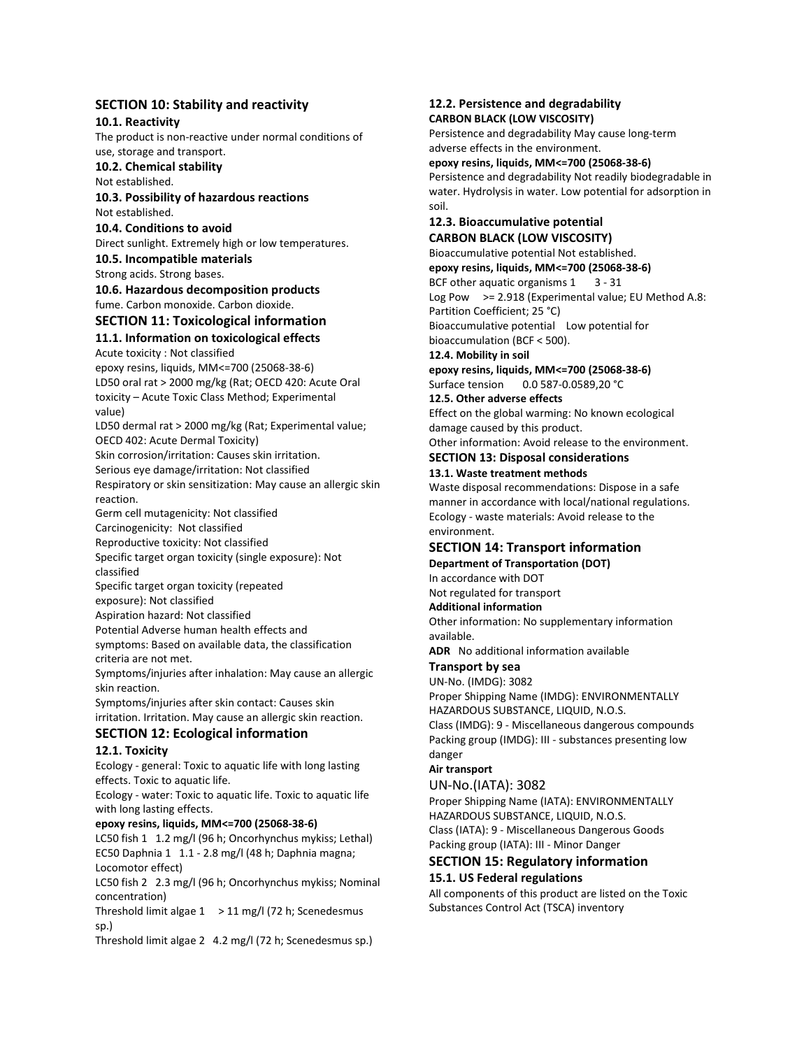## SECTION 10: Stability and reactivity

### 10.1. Reactivity

The product is non-reactive under normal conditions of use, storage and transport.

### 10.2. Chemical stability

Not established.

### 10.3. Possibility of hazardous reactions

Not established.

### 10.4. Conditions to avoid

Direct sunlight. Extremely high or low temperatures.

### 10.5. Incompatible materials

Strong acids. Strong bases.

### 10.6. Hazardous decomposition products

fume. Carbon monoxide. Carbon dioxide.

## SECTION 11: Toxicological information

### 11.1. Information on toxicological effects

Acute toxicity : Not classified

epoxy resins, liquids, MM<=700 (25068-38-6)

LD50 oral rat > 2000 mg/kg (Rat; OECD 420: Acute Oral toxicity – Acute Toxic Class Method; Experimental value)

LD50 dermal rat > 2000 mg/kg (Rat; Experimental value; OECD 402: Acute Dermal Toxicity)

Skin corrosion/irritation: Causes skin irritation.

Serious eye damage/irritation: Not classified

Respiratory or skin sensitization: May cause an allergic skin reaction.

Germ cell mutagenicity: Not classified

Carcinogenicity: Not classified

Reproductive toxicity: Not classified

Specific target organ toxicity (single exposure): Not classified

Specific target organ toxicity (repeated exposure): Not classified

Aspiration hazard: Not classified

Potential Adverse human health effects and symptoms: Based on available data, the classification criteria are not met.

Symptoms/injuries after inhalation: May cause an allergic skin reaction.

Symptoms/injuries after skin contact: Causes skin irritation. Irritation. May cause an allergic skin reaction.

## SECTION 12: Ecological information

### 12.1. Toxicity

Ecology - general: Toxic to aquatic life with long lasting effects. Toxic to aquatic life.

Ecology - water: Toxic to aquatic life. Toxic to aquatic life with long lasting effects.

**epoxy resins, liquids, MM<=700 (25068-38-6)**

LC50 fish 1 1.2 mg/l (96 h; Oncorhynchus mykiss; Lethal)

EC50 Daphnia 1 1.1 - 2.8 mg/l (48 h; Daphnia magna; Locomotor effect)

LC50 fish 2 2.3 mg/l (96 h; Oncorhynchus mykiss; Nominal concentration)

Threshold limit algae 1 > 11 mg/l (72 h; Scenedesmus sp.)

Threshold limit algae 2 4.2 mg/l (72 h; Scenedesmus sp.)

### 12.2. Persistence and degradability

**CARBON BLACK (LOW VISCOSITY)**

Persistence and degradability May cause long-term adverse effects in the environment.

**epoxy resins, liquids, MM<=700 (25068-38-6)**

Persistence and degradability Not readily biodegradable in water. Hydrolysis in water. Low potential for adsorption in soil.

### 12.3. Bioaccumulative potential

**CARBON BLACK (LOW VISCOSITY)**

Bioaccumulative potential Not established.

**epoxy resins, liquids, MM<=700 (25068-38-6)**

BCF other aquatic organisms 1 3 - 31

Log Pow >= 2.918 (Experimental value; EU Method A.8: Partition Coefficient; 25 °C)

Bioaccumulative potential Low potential for bioaccumulation (BCF < 500).

### 12.4. Mobility in soil

**epoxy resins, liquids, MM<=700 (25068-38-6)**

Surface tension 0.0 587-0.0589,20 °C

### 12.5. Other adverse effects

Effect on the global warming: No known ecological damage caused by this product.

Other information: Avoid release to the environment.

## SECTION 13: Disposal considerations

### 13.1. Waste treatment methods

Waste disposal recommendations: Dispose in a safe manner in accordance with local/national regulations.

Ecology - waste materials: Avoid release to the environment.

## SECTION 14: Transport information

**Department of Transportation (DOT)**

In accordance with DOT

Not regulated for transport

**Additional information**

Other information: No supplementary information available.

**ADR** No additional information available

### Transport by sea

UN-No. (IMDG): 3082

Proper Shipping Name (IMDG): ENVIRONMENTALLY HAZARDOUS SUBSTANCE, LIQUID, N.O.S.

Class (IMDG): 9 - Miscellaneous dangerous compounds

Packing group (IMDG): III - substances presenting low danger

**Air transport**

UN-No.(IATA): 3082

Proper Shipping Name (IATA): ENVIRONMENTALLY HAZARDOUS SUBSTANCE, LIQUID, N.O.S.

Class (IATA): 9 - Miscellaneous Dangerous Goods

Packing group (IATA): III - Minor Danger

## SECTION 15: Regulatory information

### 15.1. US Federal regulations

All components of this product are listed on the Toxic Substances Control Act (TSCA) inventory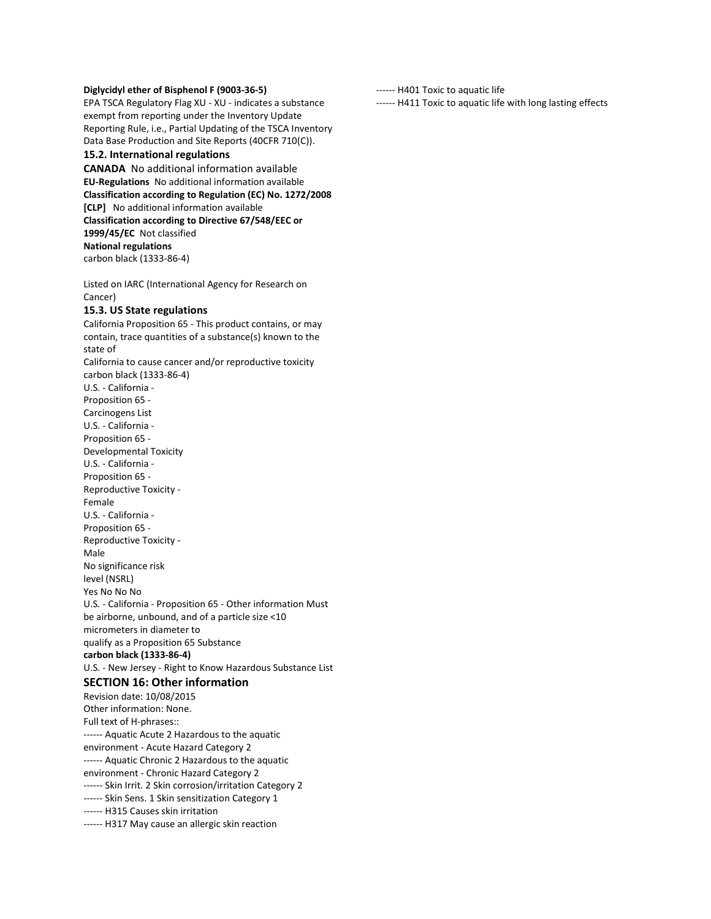**Diglycidyl ether of Bisphenol F (9003-36-5)**

EPA TSCA Regulatory Flag XU - XU - indicates a substance exempt from reporting under the Inventory Update Reporting Rule, i.e., Partial Updating of the TSCA Inventory Data Base Production and Site Reports (40CFR 710(C)).

### 15.2. International regulations

**CANADA** No additional information available

**EU-Regulations** No additional information available

**Classification according to Regulation (EC) No. 1272/2008 [CLP]** No additional information available

**Classification according to Directive 67/548/EEC or 1999/45/EC** Not classified

**National regulations**

carbon black (1333-86-4)

Listed on IARC (International Agency for Research on Cancer)

### 15.3. US State regulations

California Proposition 65 - This product contains, or may contain, trace quantities of a substance(s) known to the state of California to cause cancer and/or reproductive toxicity

carbon black (1333-86-4)

| U.S. - California - Proposition 65 - Carcinogens List | U.S. - California - Proposition 65 - Developmental Toxicity | U.S. - California - Proposition 65 - Reproductive Toxicity - Female | U.S. - California - Proposition 65 - Reproductive Toxicity - Male | No significance risk level (NSRL) |
|---|---|---|---|---|
| Yes | No | No | No | |

U.S. - California - Proposition 65 - Other information Must be airborne, unbound, and of a particle size <10 micrometers in diameter to qualify as a Proposition 65 Substance

**carbon black (1333-86-4)**

U.S. - New Jersey - Right to Know Hazardous Substance List

## SECTION 16: Other information

Revision date: 10/08/2015

Other information: None.

Full text of H-phrases::

------ Aquatic Acute 2 Hazardous to the aquatic environment - Acute Hazard Category 2

------ Aquatic Chronic 2 Hazardous to the aquatic environment - Chronic Hazard Category 2

------ Skin Irrit. 2 Skin corrosion/irritation Category 2

------ Skin Sens. 1 Skin sensitization Category 1

------ H315 Causes skin irritation

------ H317 May cause an allergic skin reaction

------ H401 Toxic to aquatic life

------ H411 Toxic to aquatic life with long lasting effects